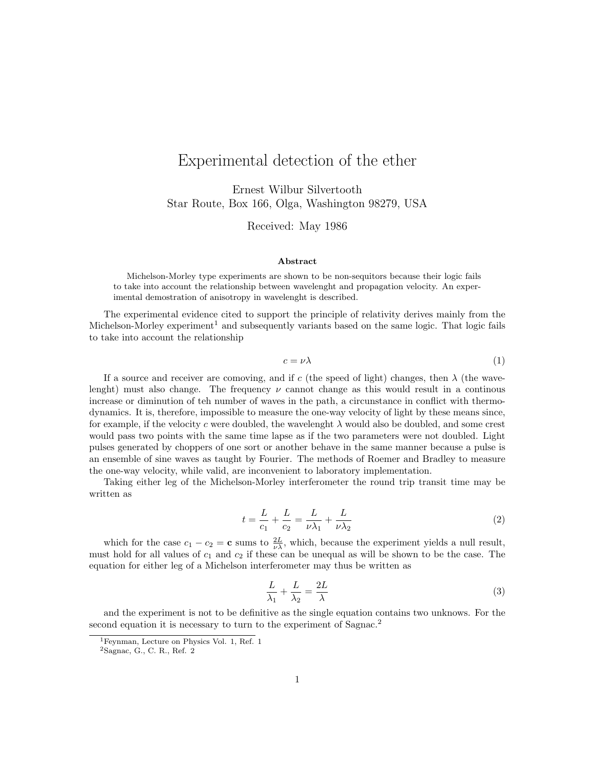# Experimental detection of the ether

Ernest Wilbur Silvertooth
Star Route, Box 166, Olga, Washington 98279, USA

Received: May 1986

### Abstract

Michelson-Morley type experiments are shown to be non-sequitors because their logic fails to take into account the relationship between wavelenght and propagation velocity. An experimental demostration of anisotropy in wavelenght is described.

The experimental evidence cited to support the principle of relativity derives mainly from the Michelson-Morley experiment[1] and subsequently variants based on the same logic. That logic fails to take into account the relationship

$$c = \nu\lambda \tag{1}$$

If a source and receiver are comoving, and if $c$ (the speed of light) changes, then $\lambda$ (the wavelenght) must also change. The frequency $\nu$ cannot change as this would result in a continous increase or diminution of teh number of waves in the path, a circunstance in conflict with thermodynamics. It is, therefore, impossible to measure the one-way velocity of light by these means since, for example, if the velocity $c$ were doubled, the wavelenght $\lambda$ would also be doubled, and some crest would pass two points with the same time lapse as if the two parameters were not doubled. Light pulses generated by choppers of one sort or another behave in the same manner because a pulse is an ensemble of sine waves as taught by Fourier. The methods of Roemer and Bradley to measure the one-way velocity, while valid, are inconvenient to laboratory implementation.

Taking either leg of the Michelson-Morley interferometer the round trip transit time may be written as

$$t = \frac{L}{c_1} + \frac{L}{c_2} = \frac{L}{\nu\lambda_1} + \frac{L}{\nu\lambda_2} \tag{2}$$

which for the case $c_1 - c_2 = \mathbf{c}$ sums to $\frac{2L}{\nu\lambda}$, which, because the experiment yields a null result, must hold for all values of $c_1$ and $c_2$ if these can be unequal as will be shown to be the case. The equation for either leg of a Michelson interferometer may thus be written as

$$\frac{L}{\lambda_1} + \frac{L}{\lambda_2} = \frac{2L}{\lambda} \tag{3}$$

and the experiment is not to be definitive as the single equation contains two unknows. For the second equation it is necessary to turn to the experiment of Sagnac.[2]

[1] Feynman, Lecture on Physics Vol. 1, Ref. 1

[2] Sagnac, G., C. R., Ref. 2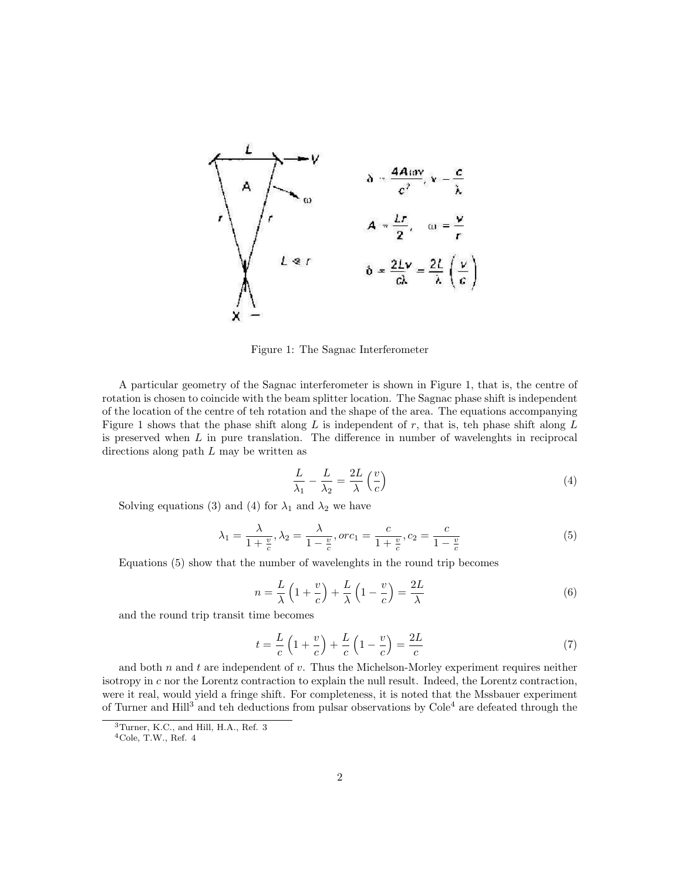Figure 1: The Sagnac Interferometer

A particular geometry of the Sagnac interferometer is shown in Figure 1, that is, the centre of rotation is chosen to coincide with the beam splitter location. The Sagnac phase shift is independent of the location of the centre of teh rotation and the shape of the area. The equations accompanying Figure 1 shows that the phase shift along $L$ is independent of $r$, that is, teh phase shift along $L$ is preserved when $L$ in pure translation. The difference in number of wavelenghts in reciprocal directions along path $L$ may be written as

$$\frac{L}{\lambda_1} - \frac{L}{\lambda_2} = \frac{2L}{\lambda}\left(\frac{v}{c}\right) \tag{4}$$

Solving equations (3) and (4) for $\lambda_1$ and $\lambda_2$ we have

$$\lambda_1 = \frac{\lambda}{1+\frac{v}{c}}, \lambda_2 = \frac{\lambda}{1-\frac{v}{c}}, or c_1 = \frac{c}{1+\frac{v}{c}}, c_2 = \frac{c}{1-\frac{v}{c}} \tag{5}$$

Equations (5) show that the number of wavelenghts in the round trip becomes

$$n = \frac{L}{\lambda}\left(1+\frac{v}{c}\right) + \frac{L}{\lambda}\left(1-\frac{v}{c}\right) = \frac{2L}{\lambda} \tag{6}$$

and the round trip transit time becomes

$$t = \frac{L}{c}\left(1+\frac{v}{c}\right) + \frac{L}{c}\left(1-\frac{v}{c}\right) = \frac{2L}{c} \tag{7}$$

and both $n$ and $t$ are independent of $v$. Thus the Michelson-Morley experiment requires neither isotropy in $c$ nor the Lorentz contraction to explain the null result. Indeed, the Lorentz contraction, were it real, would yield a fringe shift. For completeness, it is noted that the Mssbauer experiment of Turner and Hill[3] and teh deductions from pulsar observations by Cole[4] are defeated through the

[3] Turner, K.C., and Hill, H.A., Ref. 3

[4] Cole, T.W., Ref. 4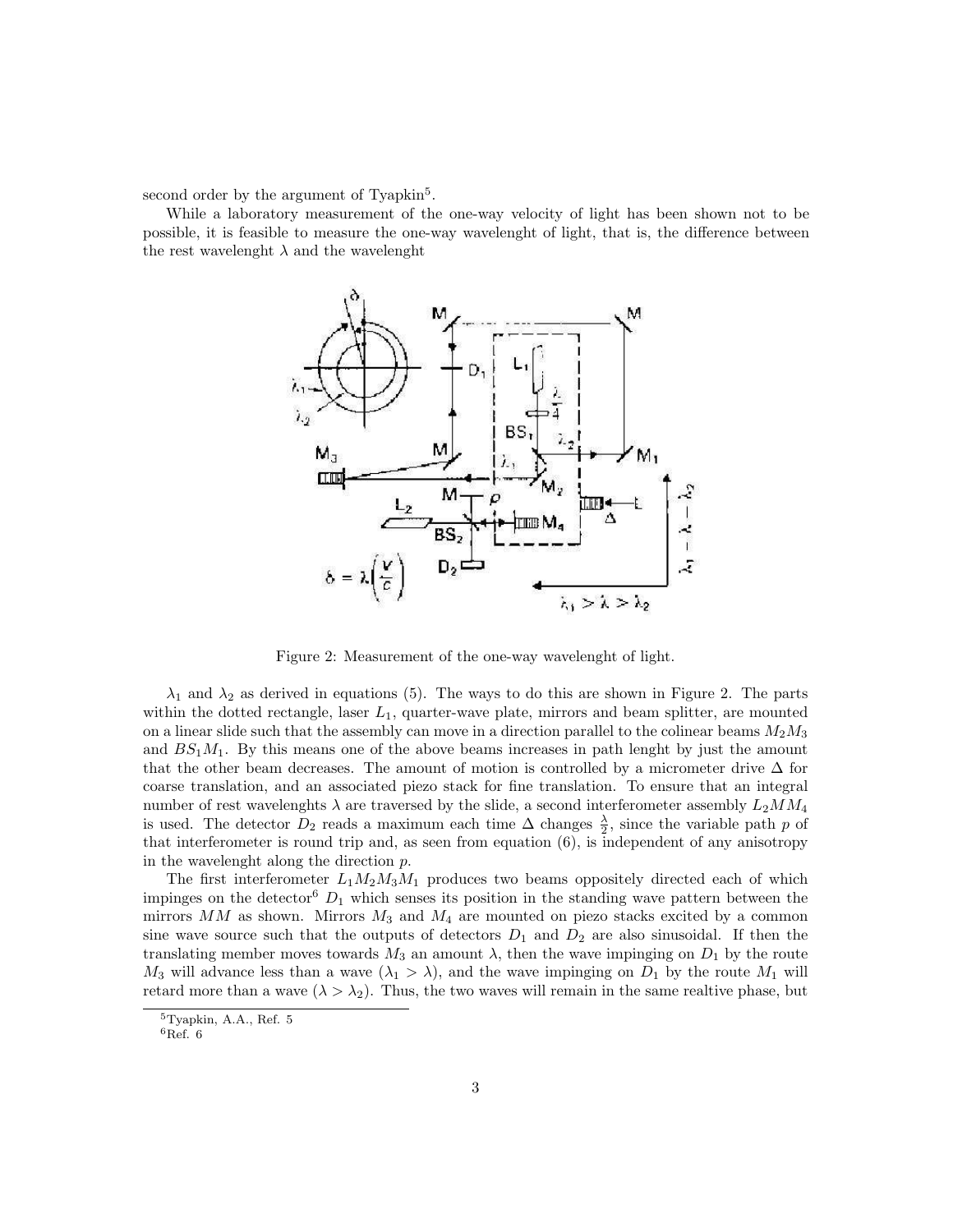second order by the argument of Tyapkin[5].

While a laboratory measurement of the one-way velocity of light has been shown not to be possible, it is feasible to measure the one-way wavelenght of light, that is, the difference between the rest wavelenght $\lambda$ and the wavelenght

Figure 2: Measurement of the one-way wavelenght of light.

$\lambda_1$ and $\lambda_2$ as derived in equations (5). The ways to do this are shown in Figure 2. The parts within the dotted rectangle, laser $L_1$, quarter-wave plate, mirrors and beam splitter, are mounted on a linear slide such that the assembly can move in a direction parallel to the colinear beams $M_2M_3$ and $BS_1M_1$. By this means one of the above beams increases in path lenght by just the amount that the other beam decreases. The amount of motion is controlled by a micrometer drive $\Delta$ for coarse translation, and an associated piezo stack for fine translation. To ensure that an integral number of rest wavelenghts $\lambda$ are traversed by the slide, a second interferometer assembly $L_2MM_4$ is used. The detector $D_2$ reads a maximum each time $\Delta$ changes $\frac{\lambda}{2}$, since the variable path $p$ of that interferometer is round trip and, as seen from equation (6), is independent of any anisotropy in the wavelenght along the direction $p$.

The first interferometer $L_1M_2M_3M_1$ produces two beams oppositely directed each of which impinges on the detector[6] $D_1$ which senses its position in the standing wave pattern between the mirrors $MM$ as shown. Mirrors $M_3$ and $M_4$ are mounted on piezo stacks excited by a common sine wave source such that the outputs of detectors $D_1$ and $D_2$ are also sinusoidal. If then the translating member moves towards $M_3$ an amount $\lambda$, then the wave impinging on $D_1$ by the route $M_3$ will advance less than a wave ($\lambda_1 > \lambda$), and the wave impinging on $D_1$ by the route $M_1$ will retard more than a wave ($\lambda > \lambda_2$). Thus, the two waves will remain in the same realtive phase, but

[5] Tyapkin, A.A., Ref. 5

[6] Ref. 6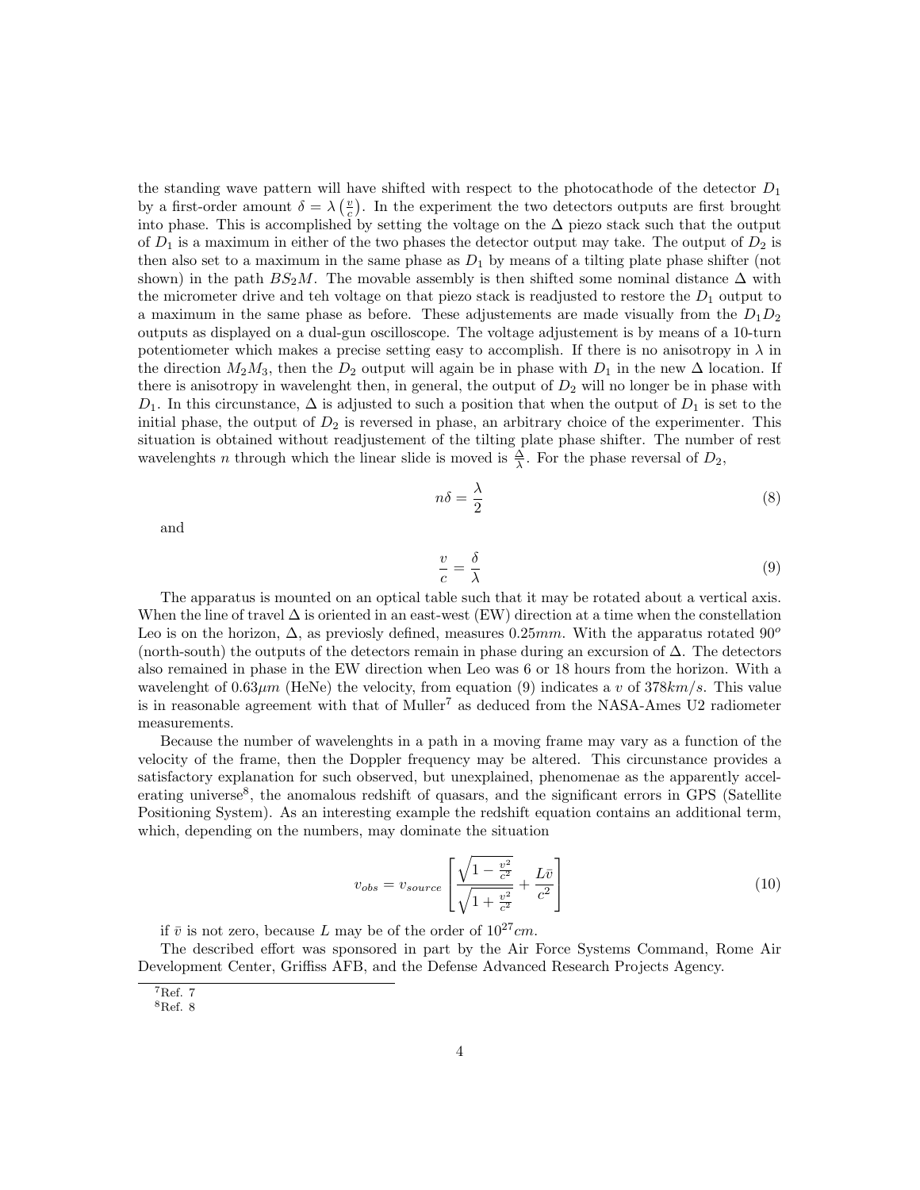the standing wave pattern will have shifted with respect to the photocathode of the detector $D_1$ by a first-order amount $\delta = \lambda\left(\frac{v}{c}\right)$. In the experiment the two detectors outputs are first brought into phase. This is accomplished by setting the voltage on the $\Delta$ piezo stack such that the output of $D_1$ is a maximum in either of the two phases the detector output may take. The output of $D_2$ is then also set to a maximum in the same phase as $D_1$ by means of a tilting plate phase shifter (not shown) in the path $BS_2M$. The movable assembly is then shifted some nominal distance $\Delta$ with the micrometer drive and teh voltage on that piezo stack is readjusted to restore the $D_1$ output to a maximum in the same phase as before. These adjustements are made visually from the $D_1D_2$ outputs as displayed on a dual-gun oscilloscope. The voltage adjustement is by means of a 10-turn potentiometer which makes a precise setting easy to accomplish. If there is no anisotropy in $\lambda$ in the direction $M_2M_3$, then the $D_2$ output will again be in phase with $D_1$ in the new $\Delta$ location. If there is anisotropy in wavelenght then, in general, the output of $D_2$ will no longer be in phase with $D_1$. In this circunstance, $\Delta$ is adjusted to such a position that when the output of $D_1$ is set to the initial phase, the output of $D_2$ is reversed in phase, an arbitrary choice of the experimenter. This situation is obtained without readjustement of the tilting plate phase shifter. The number of rest wavelenghts $n$ through which the linear slide is moved is $\frac{\Delta}{\lambda}$. For the phase reversal of $D_2$,

$$n\delta = \frac{\lambda}{2} \tag{8}$$

and

$$\frac{v}{c} = \frac{\delta}{\lambda} \tag{9}$$

The apparatus is mounted on an optical table such that it may be rotated about a vertical axis. When the line of travel $\Delta$ is oriented in an east-west (EW) direction at a time when the constellation Leo is on the horizon, $\Delta$, as previosly defined, measures $0.25mm$. With the apparatus rotated $90^o$ (north-south) the outputs of the detectors remain in phase during an excursion of $\Delta$. The detectors also remained in phase in the EW direction when Leo was 6 or 18 hours from the horizon. With a wavelenght of $0.63\mu m$ (HeNe) the velocity, from equation (9) indicates a $v$ of $378km/s$. This value is in reasonable agreement with that of Muller[7] as deduced from the NASA-Ames U2 radiometer measurements.

Because the number of wavelenghts in a path in a moving frame may vary as a function of the velocity of the frame, then the Doppler frequency may be altered. This circunstance provides a satisfactory explanation for such observed, but unexplained, phenomenae as the apparently accelerating universe[8], the anomalous redshift of quasars, and the significant errors in GPS (Satellite Positioning System). As an interesting example the redshift equation contains an additional term, which, depending on the numbers, may dominate the situation

$$v_{obs} = v_{source}\left[\frac{\sqrt{1-\frac{v^2}{c^2}}}{\sqrt{1+\frac{v^2}{c^2}}} + \frac{L\bar{v}}{c^2}\right] \tag{10}$$

if $\bar{v}$ is not zero, because $L$ may be of the order of $10^{27}cm$.

The described effort was sponsored in part by the Air Force Systems Command, Rome Air Development Center, Griffiss AFB, and the Defense Advanced Research Projects Agency.

[7] Ref. 7

[8] Ref. 8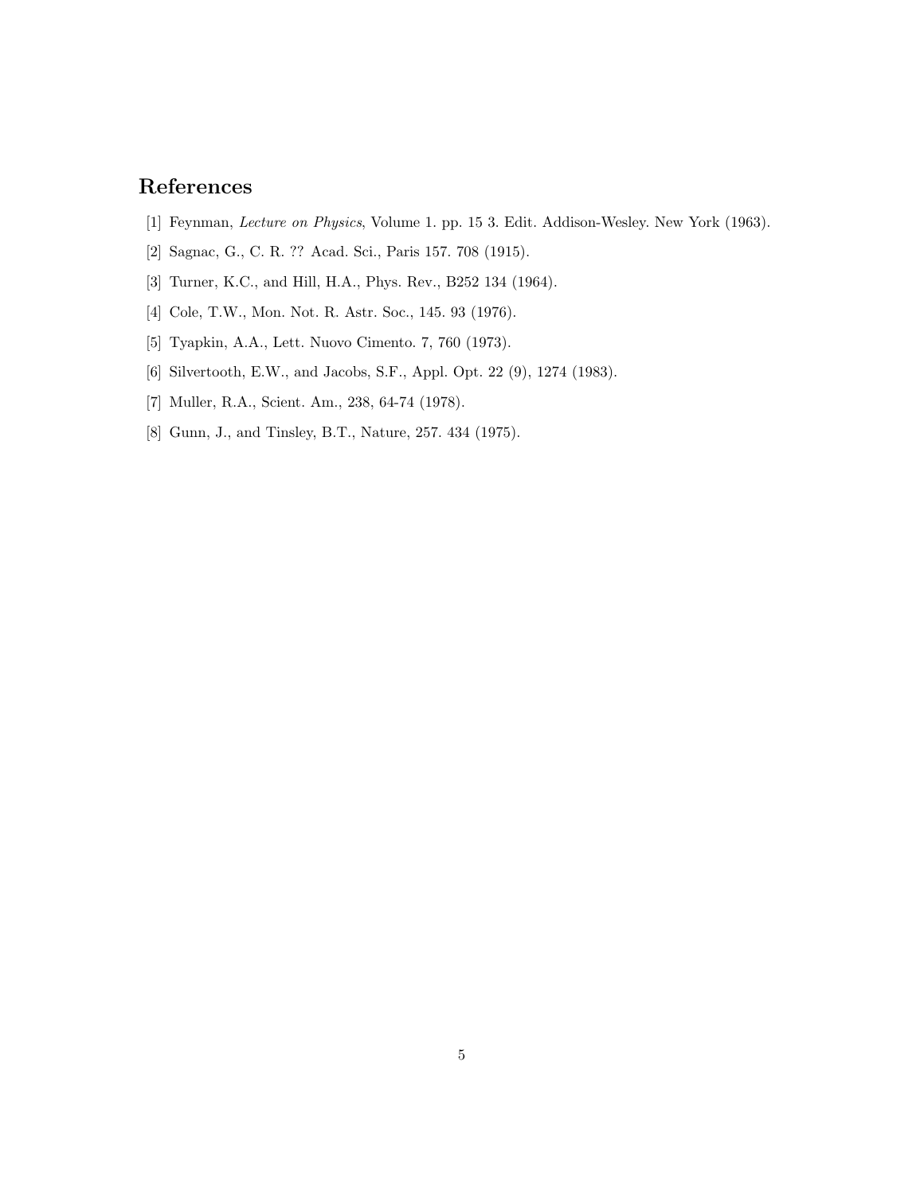# References

[1] Feynman, *Lecture on Physics*, Volume 1. pp. 15 3. Edit. Addison-Wesley. New York (1963).

[2] Sagnac, G., C. R. ?? Acad. Sci., Paris 157. 708 (1915).

[3] Turner, K.C., and Hill, H.A., Phys. Rev., B252 134 (1964).

[4] Cole, T.W., Mon. Not. R. Astr. Soc., 145. 93 (1976).

[5] Tyapkin, A.A., Lett. Nuovo Cimento. 7, 760 (1973).

[6] Silvertooth, E.W., and Jacobs, S.F., Appl. Opt. 22 (9), 1274 (1983).

[7] Muller, R.A., Scient. Am., 238, 64-74 (1978).

[8] Gunn, J., and Tinsley, B.T., Nature, 257. 434 (1975).